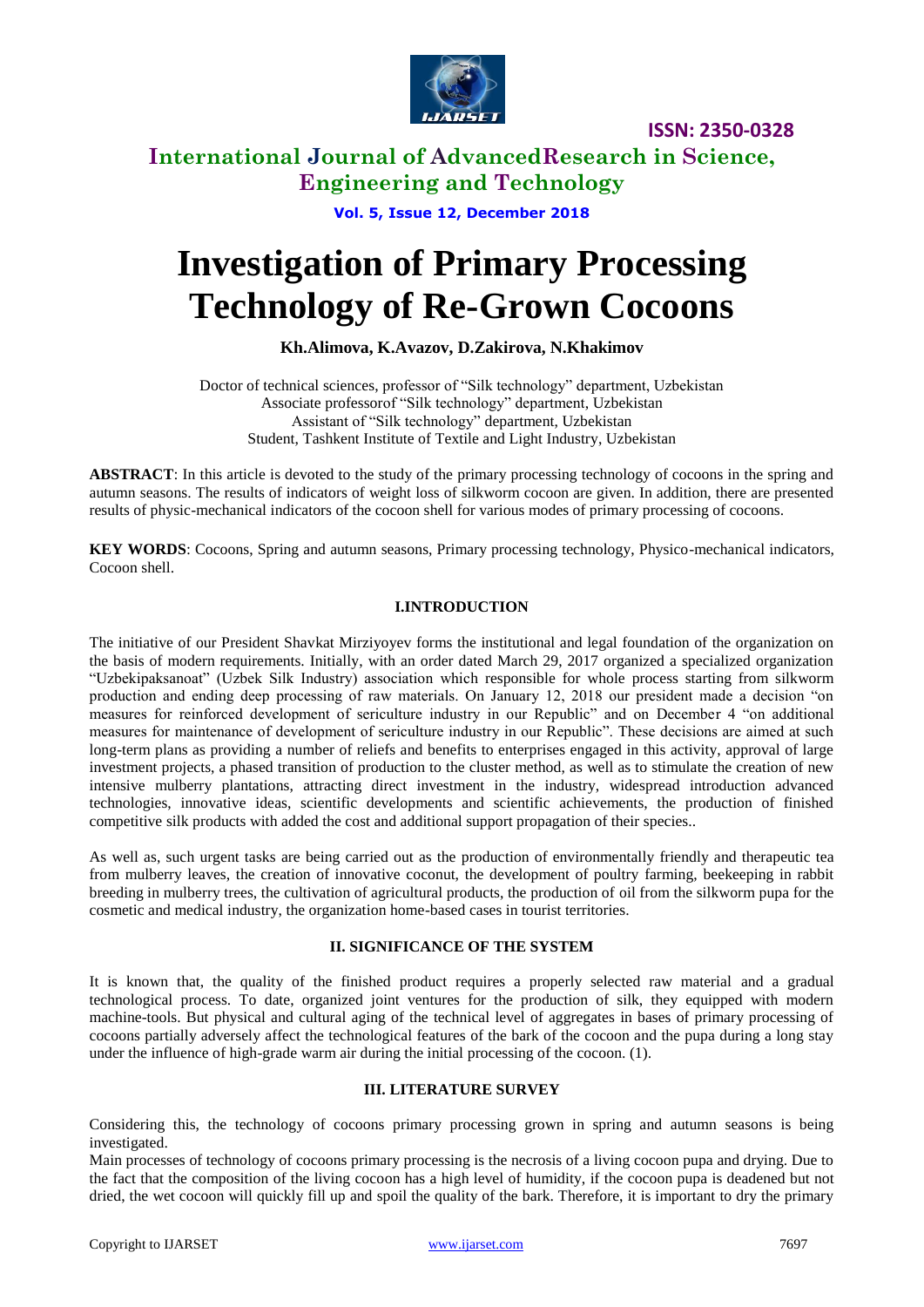# Investigation of Primary Processing Technology of Re-Grown Cocoons

**Kh.Alimova, K.Avazov, D.Zakirova, N.Khakimov**

Doctor of technical sciences, professor of "Silk technology" department, Uzbekistan
Associate professorof "Silk technology" department, Uzbekistan
Assistant of "Silk technology" department, Uzbekistan
Student, Tashkent Institute of Textile and Light Industry, Uzbekistan

**ABSTRACT**: In this article is devoted to the study of the primary processing technology of cocoons in the spring and autumn seasons. The results of indicators of weight loss of silkworm cocoon are given. In addition, there are presented results of physic-mechanical indicators of the cocoon shell for various modes of primary processing of cocoons.

**KEY WORDS**: Cocoons, Spring and autumn seasons, Primary processing technology, Physico-mechanical indicators, Cocoon shell.

## I.INTRODUCTION

The initiative of our President Shavkat Mirziyoyev forms the institutional and legal foundation of the organization on the basis of modern requirements. Initially, with an order dated March 29, 2017 organized a specialized organization "Uzbekipaksanoat" (Uzbek Silk Industry) association which responsible for whole process starting from silkworm production and ending deep processing of raw materials. On January 12, 2018 our president made a decision "on measures for reinforced development of sericulture industry in our Republic" and on December 4 "on additional measures for maintenance of development of sericulture industry in our Republic". These decisions are aimed at such long-term plans as providing a number of reliefs and benefits to enterprises engaged in this activity, approval of large investment projects, a phased transition of production to the cluster method, as well as to stimulate the creation of new intensive mulberry plantations, attracting direct investment in the industry, widespread introduction advanced technologies, innovative ideas, scientific developments and scientific achievements, the production of finished competitive silk products with added the cost and additional support propagation of their species..

As well as, such urgent tasks are being carried out as the production of environmentally friendly and therapeutic tea from mulberry leaves, the creation of innovative coconut, the development of poultry farming, beekeeping in rabbit breeding in mulberry trees, the cultivation of agricultural products, the production of oil from the silkworm pupa for the cosmetic and medical industry, the organization home-based cases in tourist territories.

## II. SIGNIFICANCE OF THE SYSTEM

It is known that, the quality of the finished product requires a properly selected raw material and a gradual technological process. To date, organized joint ventures for the production of silk, they equipped with modern machine-tools. But physical and cultural aging of the technical level of aggregates in bases of primary processing of cocoons partially adversely affect the technological features of the bark of the cocoon and the pupa during a long stay under the influence of high-grade warm air during the initial processing of the cocoon. (1).

## III. LITERATURE SURVEY

Considering this, the technology of cocoons primary processing grown in spring and autumn seasons is being investigated.

Main processes of technology of cocoons primary processing is the necrosis of a living cocoon pupa and drying. Due to the fact that the composition of the living cocoon has a high level of humidity, if the cocoon pupa is deadened but not dried, the wet cocoon will quickly fill up and spoil the quality of the bark. Therefore, it is important to dry the primary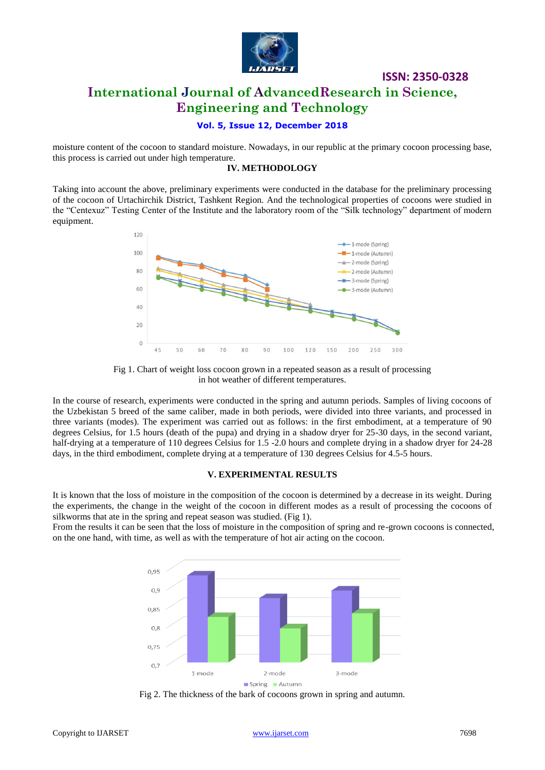moisture content of the cocoon to standard moisture. Nowadays, in our republic at the primary cocoon processing base, this process is carried out under high temperature.

## IV. METHODOLOGY

Taking into account the above, preliminary experiments were conducted in the database for the preliminary processing of the cocoon of Urtachirchik District, Tashkent Region. And the technological properties of cocoons were studied in the "Centexuz" Testing Center of the Institute and the laboratory room of the "Silk technology" department of modern equipment.

Fig 1. Chart of weight loss cocoon grown in a repeated season as a result of processing in hot weather of different temperatures.

In the course of research, experiments were conducted in the spring and autumn periods. Samples of living cocoons of the Uzbekistan 5 breed of the same caliber, made in both periods, were divided into three variants, and processed in three variants (modes). The experiment was carried out as follows: in the first embodiment, at a temperature of 90 degrees Celsius, for 1.5 hours (death of the pupa) and drying in a shadow dryer for 25-30 days, in the second variant, half-drying at a temperature of 110 degrees Celsius for 1.5 -2.0 hours and complete drying in a shadow dryer for 24-28 days, in the third embodiment, complete drying at a temperature of 130 degrees Celsius for 4.5-5 hours.

## V. EXPERIMENTAL RESULTS

It is known that the loss of moisture in the composition of the cocoon is determined by a decrease in its weight. During the experiments, the change in the weight of the cocoon in different modes as a result of processing the cocoons of silkworms that ate in the spring and repeat season was studied. (Fig 1).

From the results it can be seen that the loss of moisture in the composition of spring and re-grown cocoons is connected, on the one hand, with time, as well as with the temperature of hot air acting on the cocoon.

Fig 2. The thickness of the bark of cocoons grown in spring and autumn.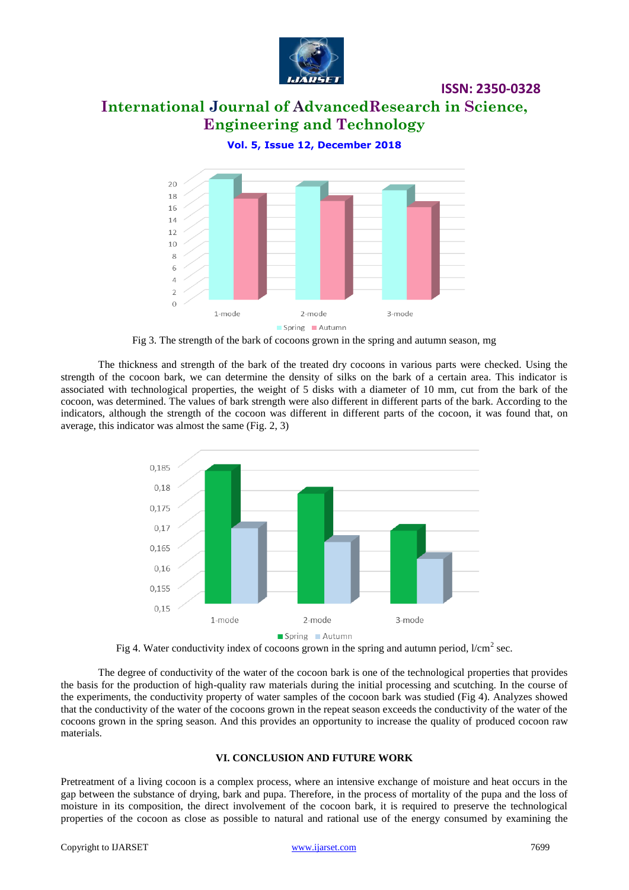Fig 3. The strength of the bark of cocoons grown in the spring and autumn season, mg

The thickness and strength of the bark of the treated dry cocoons in various parts were checked. Using the strength of the cocoon bark, we can determine the density of silks on the bark of a certain area. This indicator is associated with technological properties, the weight of 5 disks with a diameter of 10 mm, cut from the bark of the cocoon, was determined. The values of bark strength were also different in different parts of the bark. According to the indicators, although the strength of the cocoon was different in different parts of the cocoon, it was found that, on average, this indicator was almost the same (Fig. 2, 3)

Fig 4. Water conductivity index of cocoons grown in the spring and autumn period, l/cm$^2$ sec.

The degree of conductivity of the water of the cocoon bark is one of the technological properties that provides the basis for the production of high-quality raw materials during the initial processing and scutching. In the course of the experiments, the conductivity property of water samples of the cocoon bark was studied (Fig 4). Analyzes showed that the conductivity of the water of the cocoons grown in the repeat season exceeds the conductivity of the water of the cocoons grown in the spring season. And this provides an opportunity to increase the quality of produced cocoon raw materials.

## VI. CONCLUSION AND FUTURE WORK

Pretreatment of a living cocoon is a complex process, where an intensive exchange of moisture and heat occurs in the gap between the substance of drying, bark and pupa. Therefore, in the process of mortality of the pupa and the loss of moisture in its composition, the direct involvement of the cocoon bark, it is required to preserve the technological properties of the cocoon as close as possible to natural and rational use of the energy consumed by examining the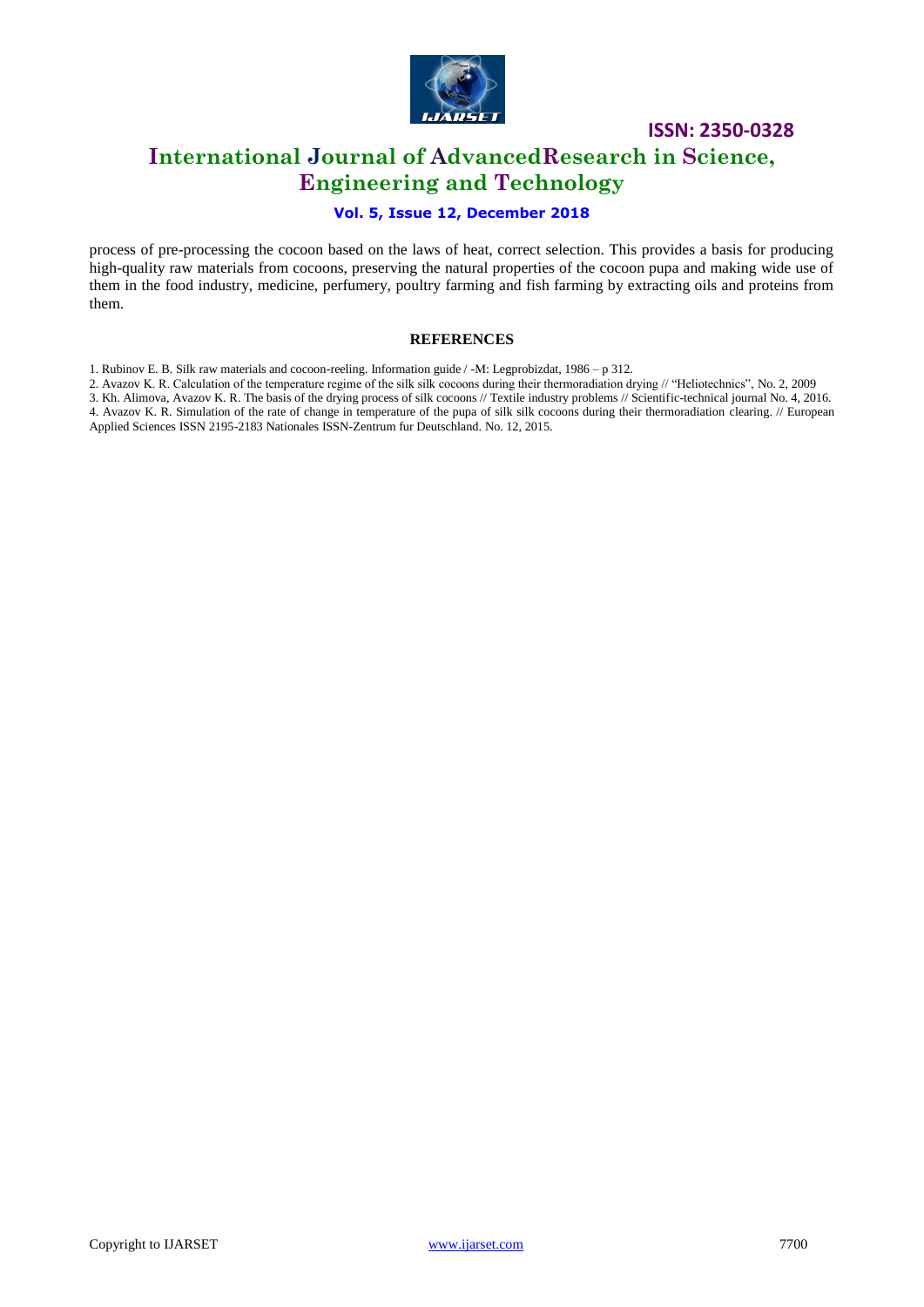process of pre-processing the cocoon based on the laws of heat, correct selection. This provides a basis for producing high-quality raw materials from cocoons, preserving the natural properties of the cocoon pupa and making wide use of them in the food industry, medicine, perfumery, poultry farming and fish farming by extracting oils and proteins from them.

## REFERENCES

1. Rubinov E. B. Silk raw materials and cocoon-reeling. Information guide / -M: Legprobizdat, 1986 – p 312.
2. Avazov K. R. Calculation of the temperature regime of the silk silk cocoons during their thermoradiation drying // "Heliotechnics", No. 2, 2009
3. Kh. Alimova, Avazov K. R. The basis of the drying process of silk cocoons // Textile industry problems // Scientific-technical journal No. 4, 2016.
4. Avazov K. R. Simulation of the rate of change in temperature of the pupa of silk silk cocoons during their thermoradiation clearing. // European Applied Sciences ISSN 2195-2183 Nationales ISSN-Zentrum fur Deutschland. No. 12, 2015.